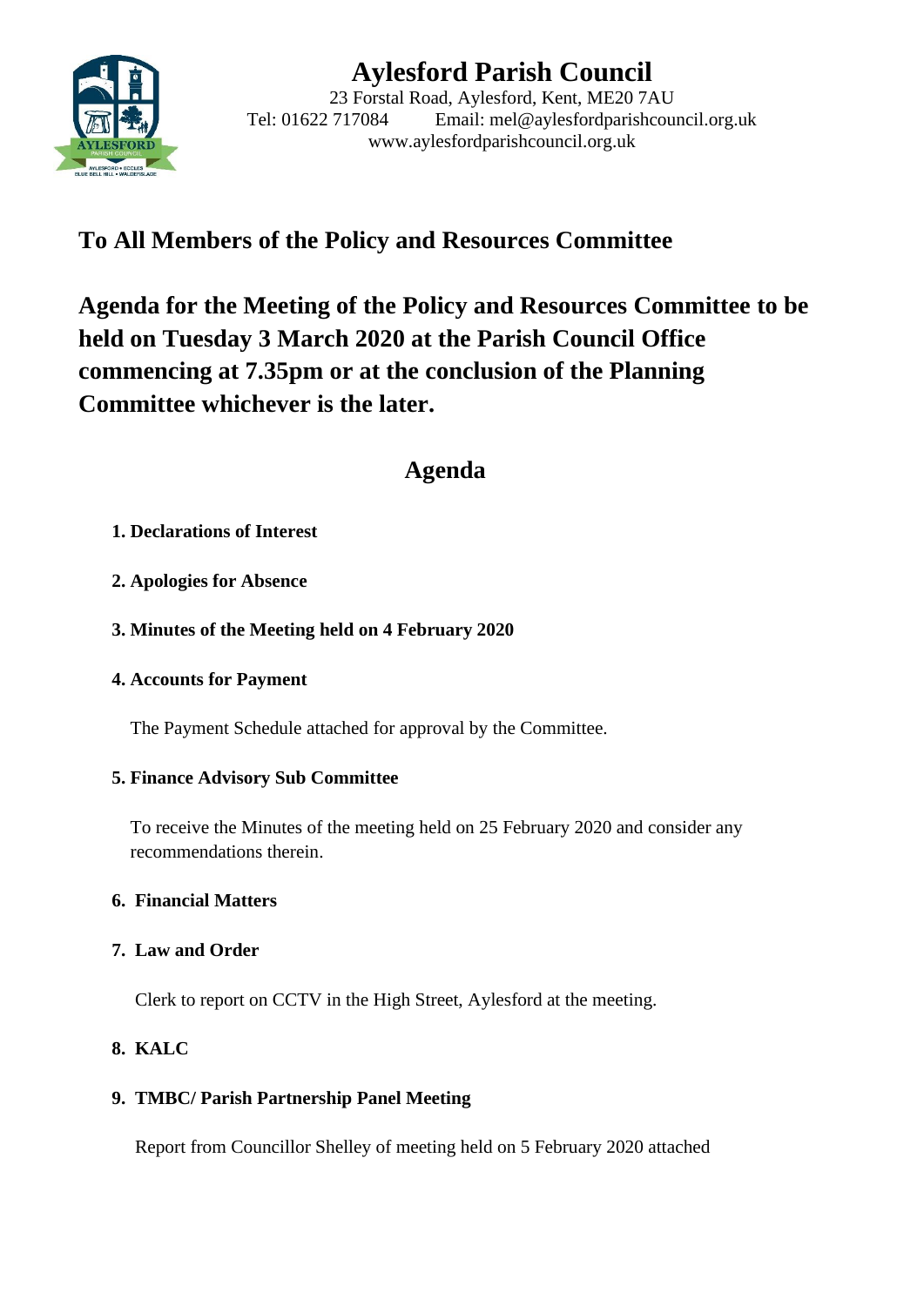# Aylesford Parish Council

23 Forstal Road, Aylesford, Kent, ME20 7AU
Tel: 01622 717084 Email: mel@aylesfordparishcouncil.org.uk
www.aylesfordparishcouncil.org.uk

## To All Members of the Policy and Resources Committee

## Agenda for the Meeting of the Policy and Resources Committee to be held on Tuesday 3 March 2020 at the Parish Council Office commencing at 7.35pm or at the conclusion of the Planning Committee whichever is the later.

## Agenda

**1. Declarations of Interest**

**2. Apologies for Absence**

**3. Minutes of the Meeting held on 4 February 2020**

**4. Accounts for Payment**

The Payment Schedule attached for approval by the Committee.

**5. Finance Advisory Sub Committee**

To receive the Minutes of the meeting held on 25 February 2020 and consider any recommendations therein.

**6. Financial Matters**

**7. Law and Order**

Clerk to report on CCTV in the High Street, Aylesford at the meeting.

**8. KALC**

**9. TMBC/ Parish Partnership Panel Meeting**

Report from Councillor Shelley of meeting held on 5 February 2020 attached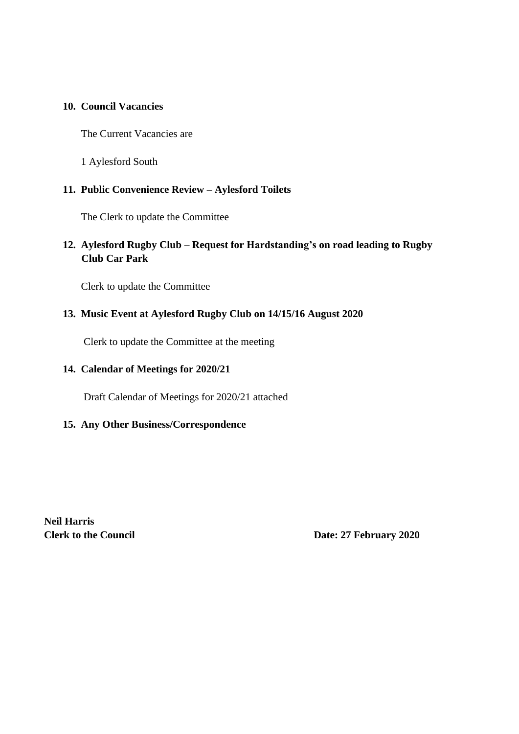**10. Council Vacancies**

The Current Vacancies are

1 Aylesford South

**11. Public Convenience Review – Aylesford Toilets**

The Clerk to update the Committee

**12. Aylesford Rugby Club – Request for Hardstanding's on road leading to Rugby Club Car Park**

Clerk to update the Committee

**13. Music Event at Aylesford Rugby Club on 14/15/16 August 2020**

Clerk to update the Committee at the meeting

**14. Calendar of Meetings for 2020/21**

Draft Calendar of Meetings for 2020/21 attached

**15. Any Other Business/Correspondence**

**Neil Harris**
**Clerk to the Council** **Date: 27 February 2020**